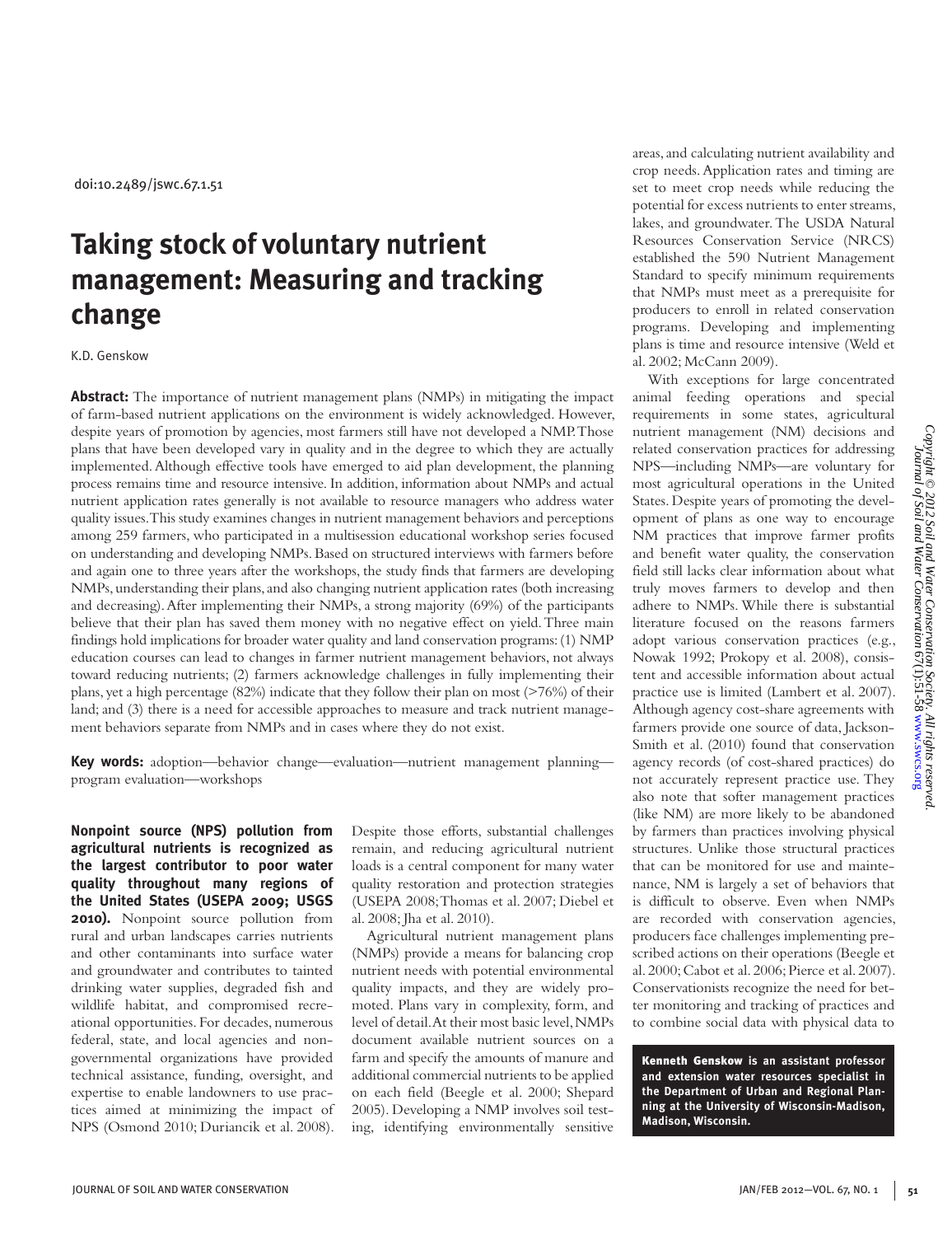doi:10.2489/jswc.67.1.51

# Taking stock of voluntary nutrient management: Measuring and tracking change

K.D. Genskow

**Abstract:** The importance of nutrient management plans (NMPs) in mitigating the impact of farm-based nutrient applications on the environment is widely acknowledged. However, despite years of promotion by agencies, most farmers still have not developed a NMP. Those plans that have been developed vary in quality and in the degree to which they are actually implemented. Although effective tools have emerged to aid plan development, the planning process remains time and resource intensive. In addition, information about NMPs and actual nutrient application rates generally is not available to resource managers who address water quality issues. This study examines changes in nutrient management behaviors and perceptions among 259 farmers, who participated in a multisession educational workshop series focused on understanding and developing NMPs. Based on structured interviews with farmers before and again one to three years after the workshops, the study finds that farmers are developing NMPs, understanding their plans, and also changing nutrient application rates (both increasing and decreasing). After implementing their NMPs, a strong majority (69%) of the participants believe that their plan has saved them money with no negative effect on yield. Three main findings hold implications for broader water quality and land conservation programs: (1) NMP education courses can lead to changes in farmer nutrient management behaviors, not always toward reducing nutrients; (2) farmers acknowledge challenges in fully implementing their plans, yet a high percentage (82%) indicate that they follow their plan on most (>76%) of their land; and (3) there is a need for accessible approaches to measure and track nutrient management behaviors separate from NMPs and in cases where they do not exist.

**Key words:** adoption—behavior change—evaluation—nutrient management planning—program evaluation—workshops

**Nonpoint source (NPS) pollution from agricultural nutrients is recognized as the largest contributor to poor water quality throughout many regions of the United States (USEPA 2009; USGS 2010).** Nonpoint source pollution from rural and urban landscapes carries nutrients and other contaminants into surface water and groundwater and contributes to tainted drinking water supplies, degraded fish and wildlife habitat, and compromised recreational opportunities. For decades, numerous federal, state, and local agencies and nongovernmental organizations have provided technical assistance, funding, oversight, and expertise to enable landowners to use practices aimed at minimizing the impact of NPS (Osmond 2010; Duriancik et al. 2008). Despite those efforts, substantial challenges remain, and reducing agricultural nutrient loads is a central component for many water quality restoration and protection strategies (USEPA 2008; Thomas et al. 2007; Diebel et al. 2008; Jha et al. 2010).

Agricultural nutrient management plans (NMPs) provide a means for balancing crop nutrient needs with potential environmental quality impacts, and they are widely promoted. Plans vary in complexity, form, and level of detail. At their most basic level, NMPs document available nutrient sources on a farm and specify the amounts of manure and additional commercial nutrients to be applied on each field (Beegle et al. 2000; Shepard 2005). Developing a NMP involves soil testing, identifying environmentally sensitive areas, and calculating nutrient availability and crop needs. Application rates and timing are set to meet crop needs while reducing the potential for excess nutrients to enter streams, lakes, and groundwater. The USDA Natural Resources Conservation Service (NRCS) established the 590 Nutrient Management Standard to specify minimum requirements that NMPs must meet as a prerequisite for producers to enroll in related conservation programs. Developing and implementing plans is time and resource intensive (Weld et al. 2002; McCann 2009).

With exceptions for large concentrated animal feeding operations and special requirements in some states, agricultural nutrient management (NM) decisions and related conservation practices for addressing NPS—including NMPs—are voluntary for most agricultural operations in the United States. Despite years of promoting the development of plans as one way to encourage NM practices that improve farmer profits and benefit water quality, the conservation field still lacks clear information about what truly moves farmers to develop and then adhere to NMPs. While there is substantial literature focused on the reasons farmers adopt various conservation practices (e.g., Nowak 1992; Prokopy et al. 2008), consistent and accessible information about actual practice use is limited (Lambert et al. 2007). Although agency cost-share agreements with farmers provide one source of data, Jackson-Smith et al. (2010) found that conservation agency records (of cost-shared practices) do not accurately represent practice use. They also note that softer management practices (like NM) are more likely to be abandoned by farmers than practices involving physical structures. Unlike those structural practices that can be monitored for use and maintenance, NM is largely a set of behaviors that is difficult to observe. Even when NMPs are recorded with conservation agencies, producers face challenges implementing prescribed actions on their operations (Beegle et al. 2000; Cabot et al. 2006; Pierce et al. 2007). Conservationists recognize the need for better monitoring and tracking of practices and to combine social data with physical data to

**Kenneth Genskow is an assistant professor and extension water resources specialist in the Department of Urban and Regional Planning at the University of Wisconsin-Madison, Madison, Wisconsin.**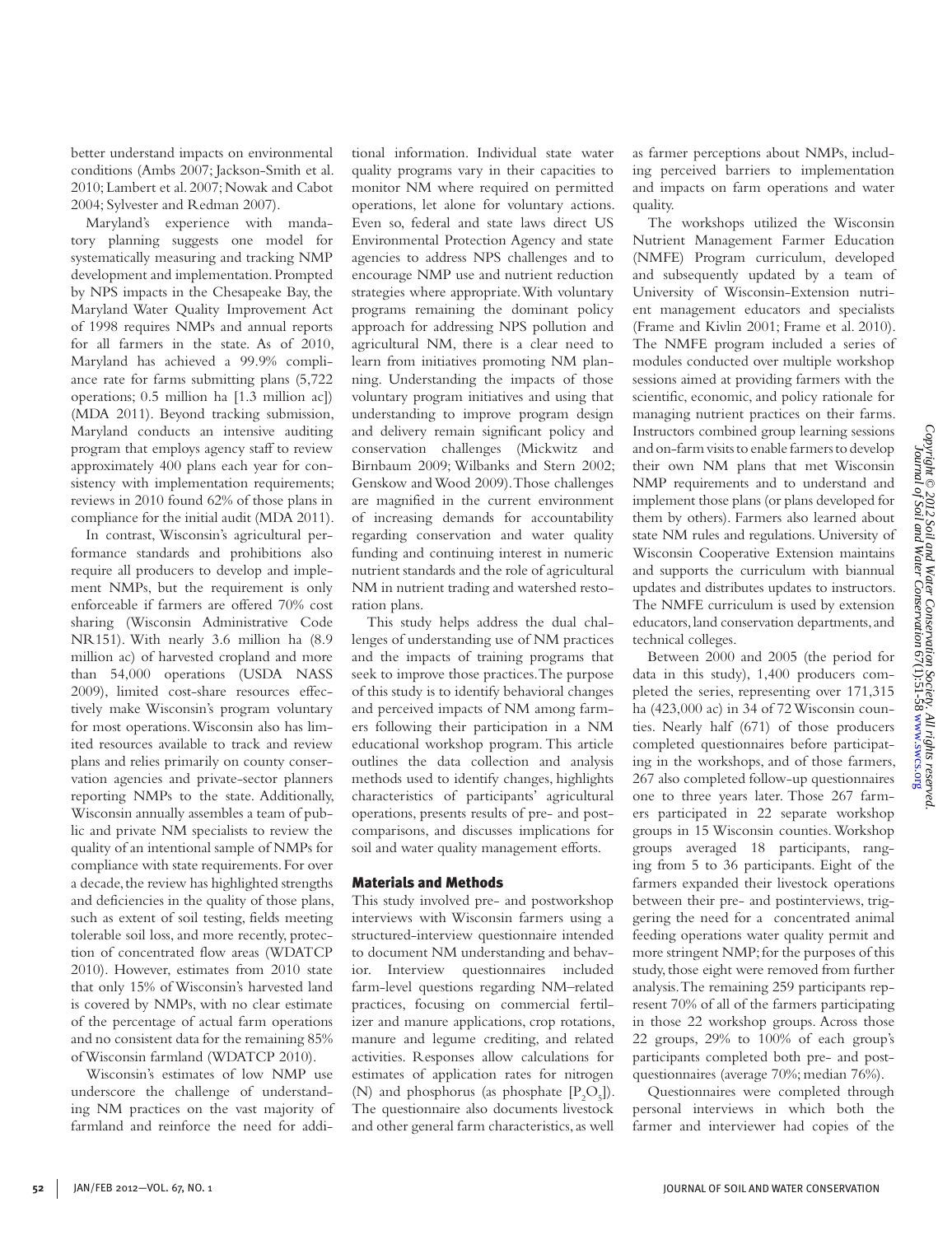better understand impacts on environmental conditions (Ambs 2007; Jackson-Smith et al. 2010; Lambert et al. 2007; Nowak and Cabot 2004; Sylvester and Redman 2007).

Maryland's experience with mandatory planning suggests one model for systematically measuring and tracking NMP development and implementation. Prompted by NPS impacts in the Chesapeake Bay, the Maryland Water Quality Improvement Act of 1998 requires NMPs and annual reports for all farmers in the state. As of 2010, Maryland has achieved a 99.9% compliance rate for farms submitting plans (5,722 operations; 0.5 million ha [1.3 million ac]) (MDA 2011). Beyond tracking submission, Maryland conducts an intensive auditing program that employs agency staff to review approximately 400 plans each year for consistency with implementation requirements; reviews in 2010 found 62% of those plans in compliance for the initial audit (MDA 2011).

In contrast, Wisconsin's agricultural performance standards and prohibitions also require all producers to develop and implement NMPs, but the requirement is only enforceable if farmers are offered 70% cost sharing (Wisconsin Administrative Code NR151). With nearly 3.6 million ha (8.9 million ac) of harvested cropland and more than 54,000 operations (USDA NASS 2009), limited cost-share resources effectively make Wisconsin's program voluntary for most operations. Wisconsin also has limited resources available to track and review plans and relies primarily on county conservation agencies and private-sector planners reporting NMPs to the state. Additionally, Wisconsin annually assembles a team of public and private NM specialists to review the quality of an intentional sample of NMPs for compliance with state requirements. For over a decade, the review has highlighted strengths and deficiencies in the quality of those plans, such as extent of soil testing, fields meeting tolerable soil loss, and more recently, protection of concentrated flow areas (WDATCP 2010). However, estimates from 2010 state that only 15% of Wisconsin's harvested land is covered by NMPs, with no clear estimate of the percentage of actual farm operations and no consistent data for the remaining 85% of Wisconsin farmland (WDATCP 2010).

Wisconsin's estimates of low NMP use underscore the challenge of understanding NM practices on the vast majority of farmland and reinforce the need for additional information. Individual state water quality programs vary in their capacities to monitor NM where required on permitted operations, let alone for voluntary actions. Even so, federal and state laws direct US Environmental Protection Agency and state agencies to address NPS challenges and to encourage NMP use and nutrient reduction strategies where appropriate. With voluntary programs remaining the dominant policy approach for addressing NPS pollution and agricultural NM, there is a clear need to learn from initiatives promoting NM planning. Understanding the impacts of those voluntary program initiatives and using that understanding to improve program design and delivery remain significant policy and conservation challenges (Mickwitz and Birnbaum 2009; Wilbanks and Stern 2002; Genskow and Wood 2009). Those challenges are magnified in the current environment of increasing demands for accountability regarding conservation and water quality funding and continuing interest in numeric nutrient standards and the role of agricultural NM in nutrient trading and watershed restoration plans.

This study helps address the dual challenges of understanding use of NM practices and the impacts of training programs that seek to improve those practices. The purpose of this study is to identify behavioral changes and perceived impacts of NM among farmers following their participation in a NM educational workshop program. This article outlines the data collection and analysis methods used to identify changes, highlights characteristics of participants' agricultural operations, presents results of pre- and post-comparisons, and discusses implications for soil and water quality management efforts.

## Materials and Methods

This study involved pre- and postworkshop interviews with Wisconsin farmers using a structured-interview questionnaire intended to document NM understanding and behavior. Interview questionnaires included farm-level questions regarding NM–related practices, focusing on commercial fertilizer and manure applications, crop rotations, manure and legume crediting, and related activities. Responses allow calculations for estimates of application rates for nitrogen (N) and phosphorus (as phosphate [$P_2O_5$]). The questionnaire also documents livestock and other general farm characteristics, as well as farmer perceptions about NMPs, including perceived barriers to implementation and impacts on farm operations and water quality.

The workshops utilized the Wisconsin Nutrient Management Farmer Education (NMFE) Program curriculum, developed and subsequently updated by a team of University of Wisconsin-Extension nutrient management educators and specialists (Frame and Kivlin 2001; Frame et al. 2010). The NMFE program included a series of modules conducted over multiple workshop sessions aimed at providing farmers with the scientific, economic, and policy rationale for managing nutrient practices on their farms. Instructors combined group learning sessions and on-farm visits to enable farmers to develop their own NM plans that met Wisconsin NMP requirements and to understand and implement those plans (or plans developed for them by others). Farmers also learned about state NM rules and regulations. University of Wisconsin Cooperative Extension maintains and supports the curriculum with biannual updates and distributes updates to instructors. The NMFE curriculum is used by extension educators, land conservation departments, and technical colleges.

Between 2000 and 2005 (the period for data in this study), 1,400 producers completed the series, representing over 171,315 ha (423,000 ac) in 34 of 72 Wisconsin counties. Nearly half (671) of those producers completed questionnaires before participating in the workshops, and of those farmers, 267 also completed follow-up questionnaires one to three years later. Those 267 farmers participated in 22 separate workshop groups in 15 Wisconsin counties. Workshop groups averaged 18 participants, ranging from 5 to 36 participants. Eight of the farmers expanded their livestock operations between their pre- and postinterviews, triggering the need for a concentrated animal feeding operations water quality permit and more stringent NMP; for the purposes of this study, those eight were removed from further analysis. The remaining 259 participants represent 70% of all of the farmers participating in those 22 workshop groups. Across those 22 groups, 29% to 100% of each group's participants completed both pre- and post-questionnaires (average 70%; median 76%).

Questionnaires were completed through personal interviews in which both the farmer and interviewer had copies of the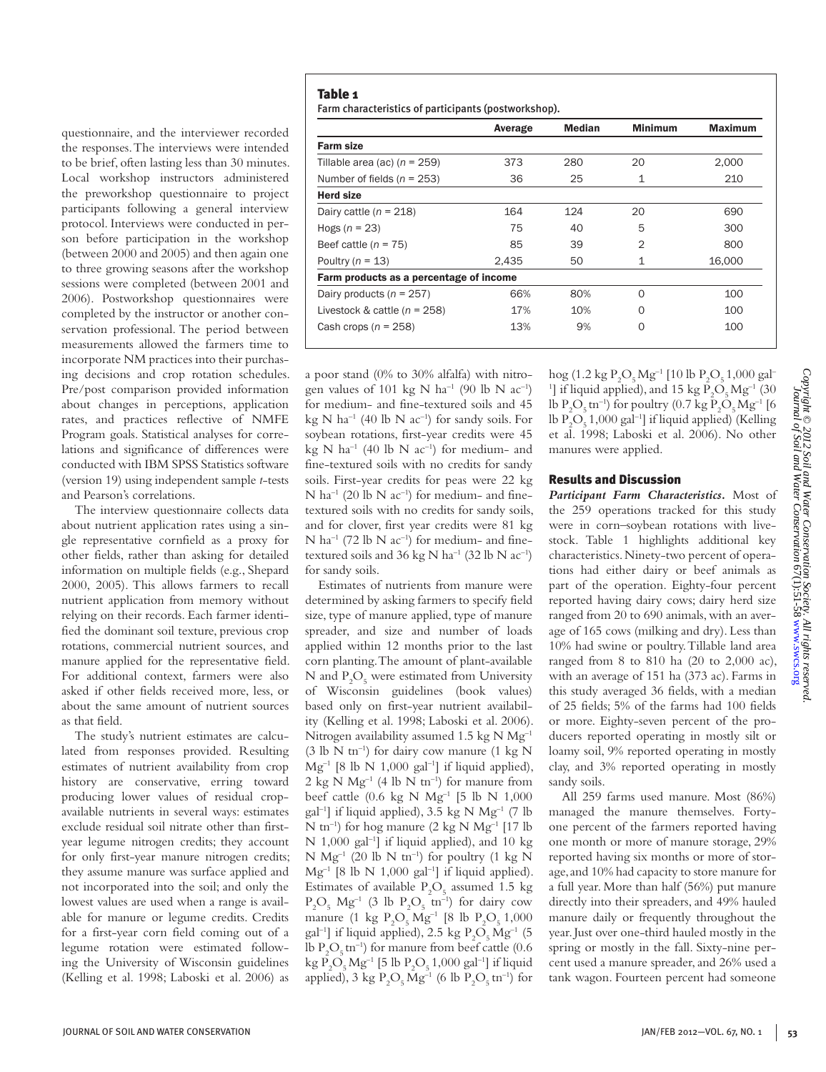questionnaire, and the interviewer recorded the responses. The interviews were intended to be brief, often lasting less than 30 minutes. Local workshop instructors administered the preworkshop questionnaire to project participants following a general interview protocol. Interviews were conducted in person before participation in the workshop (between 2000 and 2005) and then again one to three growing seasons after the workshop sessions were completed (between 2001 and 2006). Postworkshop questionnaires were completed by the instructor or another conservation professional. The period between measurements allowed the farmers time to incorporate NM practices into their purchasing decisions and crop rotation schedules. Pre/post comparison provided information about changes in perceptions, application rates, and practices reflective of NMFE Program goals. Statistical analyses for correlations and significance of differences were conducted with IBM SPSS Statistics software (version 19) using independent sample *t*-tests and Pearson's correlations.

The interview questionnaire collects data about nutrient application rates using a single representative cornfield as a proxy for other fields, rather than asking for detailed information on multiple fields (e.g., Shepard 2000, 2005). This allows farmers to recall nutrient application from memory without relying on their records. Each farmer identified the dominant soil texture, previous crop rotations, commercial nutrient sources, and manure applied for the representative field. For additional context, farmers were also asked if other fields received more, less, or about the same amount of nutrient sources as that field.

The study's nutrient estimates are calculated from responses provided. Resulting estimates of nutrient availability from crop history are conservative, erring toward producing lower values of residual crop-available nutrients in several ways: estimates exclude residual soil nitrate other than first-year legume nitrogen credits; they account for only first-year manure nitrogen credits; they assume manure was surface applied and not incorporated into the soil; and only the lowest values are used when a range is available for manure or legume credits. Credits for a first-year corn field coming out of a legume rotation were estimated following the University of Wisconsin guidelines (Kelling et al. 1998; Laboski et al. 2006) as a poor stand (0% to 30% alfalfa) with nitrogen values of 101 kg N $ha^{-1}$ (90 lb N $ac^{-1}$) for medium- and fine-textured soils and 45 kg N $ha^{-1}$ (40 lb N $ac^{-1}$) for sandy soils. For soybean rotations, first-year credits were 45 kg N $ha^{-1}$ (40 lb N $ac^{-1}$) for medium- and fine-textured soils with no credits for sandy soils. First-year credits for peas were 22 kg N $ha^{-1}$ (20 lb N $ac^{-1}$) for medium- and fine-textured soils with no credits for sandy soils, and for clover, first year credits were 81 kg N $ha^{-1}$ (72 lb N $ac^{-1}$) for medium- and fine-textured soils and 36 kg N $ha^{-1}$ (32 lb N $ac^{-1}$) for sandy soils.

**Table 1**
Farm characteristics of participants (postworkshop).

| | Average | Median | Minimum | Maximum |
|---|---|---|---|---|
| **Farm size** | | | | |
| Tillable area (ac) (*n* = 259) | 373 | 280 | 20 | 2,000 |
| Number of fields (*n* = 253) | 36 | 25 | 1 | 210 |
| **Herd size** | | | | |
| Dairy cattle (*n* = 218) | 164 | 124 | 20 | 690 |
| Hogs (*n* = 23) | 75 | 40 | 5 | 300 |
| Beef cattle (*n* = 75) | 85 | 39 | 2 | 800 |
| Poultry (*n* = 13) | 2,435 | 50 | 1 | 16,000 |
| **Farm products as a percentage of income** | | | | |
| Dairy products (*n* = 257) | 66% | 80% | 0 | 100 |
| Livestock & cattle (*n* = 258) | 17% | 10% | 0 | 100 |
| Cash crops (*n* = 258) | 13% | 9% | 0 | 100 |

Estimates of nutrients from manure were determined by asking farmers to specify field size, type of manure applied, type of manure spreader, and size and number of loads applied within 12 months prior to the last corn planting. The amount of plant-available N and $P_2O_5$ were estimated from University of Wisconsin guidelines (book values) based only on first-year nutrient availability (Kelling et al. 1998; Laboski et al. 2006). Nitrogen availability assumed 1.5 kg N $Mg^{-1}$ (3 lb N $tn^{-1}$) for dairy cow manure (1 kg N $Mg^{-1}$ [8 lb N 1,000 $gal^{-1}$] if liquid applied), 2 kg N $Mg^{-1}$ (4 lb N $tn^{-1}$) for manure from beef cattle (0.6 kg N $Mg^{-1}$ [5 lb N 1,000 $gal^{-1}$] if liquid applied), 3.5 kg N $Mg^{-1}$ (7 lb N $tn^{-1}$) for hog manure (2 kg N $Mg^{-1}$ [17 lb N 1,000 $gal^{-1}$] if liquid applied), and 10 kg N $Mg^{-1}$ (20 lb N $tn^{-1}$) for poultry (1 kg N $Mg^{-1}$ [8 lb N 1,000 $gal^{-1}$] if liquid applied). Estimates of available $P_2O_5$ assumed 1.5 kg $P_2O_5$ $Mg^{-1}$ (3 lb $P_2O_5$ $tn^{-1}$) for dairy cow manure (1 kg $P_2O_5$ $Mg^{-1}$ [8 lb $P_2O_5$ 1,000 $gal^{-1}$] if liquid applied), 2.5 kg $P_2O_5$ $Mg^{-1}$ (5 lb $P_2O_5$ $tn^{-1}$) for manure from beef cattle (0.6 kg $P_2O_5$ $Mg^{-1}$ [5 lb $P_2O_5$ 1,000 $gal^{-1}$] if liquid applied), 3 kg $P_2O_5$ $Mg^{-1}$ (6 lb $P_2O_5$ $tn^{-1}$) for hog (1.2 kg $P_2O_5$ $Mg^{-1}$ [10 lb $P_2O_5$ 1,000 $gal^{-1}$] if liquid applied), and 15 kg $P_2O_5$ $Mg^{-1}$ (30 lb $P_2O_5$ $tn^{-1}$) for poultry (0.7 kg $P_2O_5$ $Mg^{-1}$ [6 lb $P_2O_5$ 1,000 $gal^{-1}$] if liquid applied) (Kelling et al. 1998; Laboski et al. 2006). No other manures were applied.

## Results and Discussion

***Participant Farm Characteristics.*** Most of the 259 operations tracked for this study were in corn–soybean rotations with livestock. Table 1 highlights additional key characteristics. Ninety-two percent of operations had either dairy or beef animals as part of the operation. Eighty-four percent reported having dairy cows; dairy herd size ranged from 20 to 690 animals, with an average of 165 cows (milking and dry). Less than 10% had swine or poultry. Tillable land area ranged from 8 to 810 ha (20 to 2,000 ac), with an average of 151 ha (373 ac). Farms in this study averaged 36 fields, with a median of 25 fields; 5% of the farms had 100 fields or more. Eighty-seven percent of the producers reported operating in mostly silt or loamy soil, 9% reported operating in mostly clay, and 3% reported operating in mostly sandy soils.

All 259 farms used manure. Most (86%) managed the manure themselves. Forty-one percent of the farmers reported having one month or more of manure storage, 29% reported having six months or more of storage, and 10% had capacity to store manure for a full year. More than half (56%) put manure directly into their spreaders, and 49% hauled manure daily or frequently throughout the year. Just over one-third hauled mostly in the spring or mostly in the fall. Sixty-nine percent used a manure spreader, and 26% used a tank wagon. Fourteen percent had someone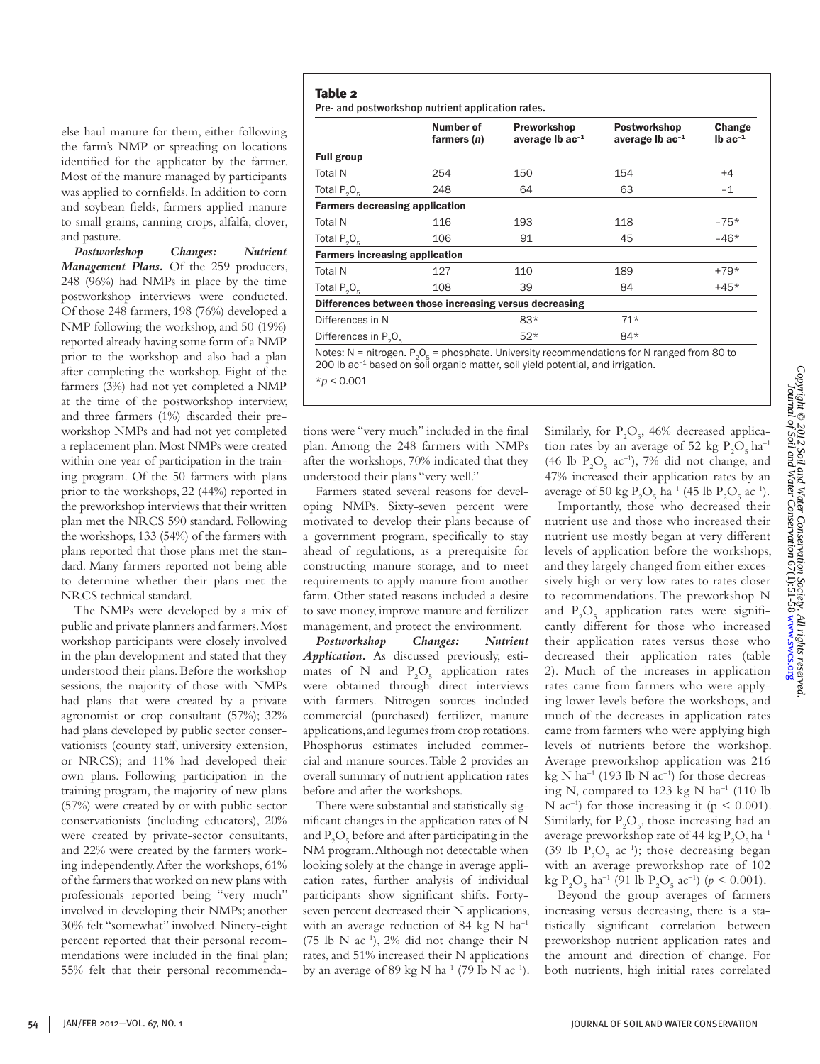else haul manure for them, either following the farm's NMP or spreading on locations identified for the applicator by the farmer. Most of the manure managed by participants was applied to cornfields. In addition to corn and soybean fields, farmers applied manure to small grains, canning crops, alfalfa, clover, and pasture.

***Postworkshop Changes: Nutrient Management Plans.*** Of the 259 producers, 248 (96%) had NMPs in place by the time postworkshop interviews were conducted. Of those 248 farmers, 198 (76%) developed a NMP following the workshop, and 50 (19%) reported already having some form of a NMP prior to the workshop and also had a plan after completing the workshop. Eight of the farmers (3%) had not yet completed a NMP at the time of the postworkshop interview, and three farmers (1%) discarded their preworkshop NMPs and had not yet completed a replacement plan. Most NMPs were created within one year of participation in the training program. Of the 50 farmers with plans prior to the workshops, 22 (44%) reported in the preworkshop interviews that their written plan met the NRCS 590 standard. Following the workshops, 133 (54%) of the farmers with plans reported that those plans met the standard. Many farmers reported not being able to determine whether their plans met the NRCS technical standard.

The NMPs were developed by a mix of public and private planners and farmers. Most workshop participants were closely involved in the plan development and stated that they understood their plans. Before the workshop sessions, the majority of those with NMPs had plans that were created by a private agronomist or crop consultant (57%); 32% had plans developed by public sector conservationists (county staff, university extension, or NRCS); and 11% had developed their own plans. Following participation in the training program, the majority of new plans (57%) were created by or with public-sector conservationists (including educators), 20% were created by private-sector consultants, and 22% were created by the farmers working independently. After the workshops, 61% of the farmers that worked on new plans with professionals reported being "very much" involved in developing their NMPs; another 30% felt "somewhat" involved. Ninety-eight percent reported that their personal recommendations were included in the final plan; 55% felt that their personal recommendations were "very much" included in the final plan. Among the 248 farmers with NMPs after the workshops, 70% indicated that they understood their plans "very well."

Farmers stated several reasons for developing NMPs. Sixty-seven percent were motivated to develop their plans because of a government program, specifically to stay ahead of regulations, as a prerequisite for constructing manure storage, and to meet requirements to apply manure from another farm. Other stated reasons included a desire to save money, improve manure and fertilizer management, and protect the environment.

***Postworkshop Changes: Nutrient Application.*** As discussed previously, estimates of N and $P_2O_5$ application rates were obtained through direct interviews with farmers. Nitrogen sources included commercial (purchased) fertilizer, manure applications, and legumes from crop rotations. Phosphorus estimates included commercial and manure sources. Table 2 provides an overall summary of nutrient application rates before and after the workshops.

**Table 2**

Pre- and postworkshop nutrient application rates.

| | Number of farmers ($n$) | Preworkshop average lb ac$^{-1}$ | Postworkshop average lb ac$^{-1}$ | Change lb ac$^{-1}$ |
|---|---|---|---|---|
| **Full group** | | | | |
| Total N | 254 | 150 | 154 | +4 |
| Total $P_2O_5$ | 248 | 64 | 63 | −1 |
| **Farmers decreasing application** | | | | |
| Total N | 116 | 193 | 118 | −75* |
| Total $P_2O_5$ | 106 | 91 | 45 | −46* |
| **Farmers increasing application** | | | | |
| Total N | 127 | 110 | 189 | +79* |
| Total $P_2O_5$ | 108 | 39 | 84 | +45* |
| **Differences between those increasing versus decreasing** | | | | |
| Differences in N | | 83* | 71* | |
| Differences in $P_2O_5$ | | 52* | 84* | |

Notes: N = nitrogen. $P_2O_5$ = phosphate. University recommendations for N ranged from 80 to 200 lb ac$^{-1}$ based on soil organic matter, soil yield potential, and irrigation.

*$p < 0.001$

There were substantial and statistically significant changes in the application rates of N and $P_2O_5$ before and after participating in the NM program. Although not detectable when looking solely at the change in average application rates, further analysis of individual participants show significant shifts. Forty-seven percent decreased their N applications, with an average reduction of 84 kg N ha$^{-1}$ (75 lb N ac$^{-1}$), 2% did not change their N rates, and 51% increased their N applications by an average of 89 kg N ha$^{-1}$ (79 lb N ac$^{-1}$). Similarly, for $P_2O_5$, 46% decreased application rates by an average of 52 kg $P_2O_5$ ha$^{-1}$ (46 lb $P_2O_5$ ac$^{-1}$), 7% did not change, and 47% increased their application rates by an average of 50 kg $P_2O_5$ ha$^{-1}$ (45 lb $P_2O_5$ ac$^{-1}$).

Importantly, those who decreased their nutrient use and those who increased their nutrient use mostly began at very different levels of application before the workshops, and they largely changed from either excessively high or very low rates to rates closer to recommendations. The preworkshop N and $P_2O_5$ application rates were significantly different for those who increased their application rates versus those who decreased their application rates (table 2). Much of the increases in application rates came from farmers who were applying lower levels before the workshops, and much of the decreases in application rates came from farmers who were applying high levels of nutrients before the workshop. Average preworkshop application was 216 kg N ha$^{-1}$ (193 lb N ac$^{-1}$) for those decreasing N, compared to 123 kg N ha$^{-1}$ (110 lb N ac$^{-1}$) for those increasing it ($p < 0.001$). Similarly, for $P_2O_5$, those increasing had an average preworkshop rate of 44 kg $P_2O_5$ ha$^{-1}$ (39 lb $P_2O_5$ ac$^{-1}$); those decreasing began with an average preworkshop rate of 102 kg $P_2O_5$ ha$^{-1}$ (91 lb $P_2O_5$ ac$^{-1}$) ($p < 0.001$).

Beyond the group averages of farmers increasing versus decreasing, there is a statistically significant correlation between preworkshop nutrient application rates and the amount and direction of change. For both nutrients, high initial rates correlated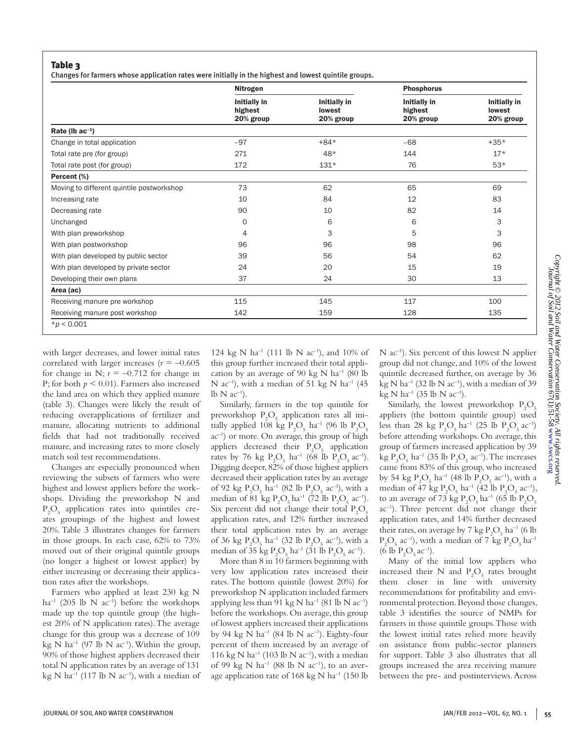**Table 3**
Changes for farmers whose application rates were initially in the highest and lowest quintile groups.

| | Nitrogen | | Phosphorus | |
|---|---|---|---|---|
| | Initially in highest 20% group | Initially in lowest 20% group | Initially in highest 20% group | Initially in lowest 20% group |
| **Rate (lb $ac^{-1}$)** | | | | |
| Change in total application | −97 | +84* | −68 | +35* |
| Total rate pre (for group) | 271 | 48* | 144 | 17* |
| Total rate post (for group) | 172 | 131* | 76 | 53* |
| **Percent (%)** | | | | |
| Moving to different quintile postworkshop | 73 | 62 | 65 | 69 |
| Increasing rate | 10 | 84 | 12 | 83 |
| Decreasing rate | 90 | 10 | 82 | 14 |
| Unchanged | 0 | 6 | 6 | 3 |
| With plan preworkshop | 4 | 3 | 5 | 3 |
| With plan postworkshop | 96 | 96 | 98 | 96 |
| With plan developed by public sector | 39 | 56 | 54 | 62 |
| With plan developed by private sector | 24 | 20 | 15 | 19 |
| Developing their own plans | 37 | 24 | 30 | 13 |
| **Area (ac)** | | | | |
| Receiving manure pre workshop | 115 | 145 | 117 | 100 |
| Receiving manure post workshop | 142 | 159 | 128 | 135 |

*$p < 0.001$

with larger decreases, and lower initial rates correlated with larger increases ($r = -0.605$ for change in N; $r = -0.712$ for change in P; for both $p < 0.01$). Farmers also increased the land area on which they applied manure (table 3). Changes were likely the result of reducing overapplications of fertilizer and manure, allocating nutrients to additional fields that had not traditionally received manure, and increasing rates to more closely match soil test recommendations.

Changes are especially pronounced when reviewing the subsets of farmers who were highest and lowest appliers before the workshops. Dividing the preworkshop N and $P_2O_5$ application rates into quintiles creates groupings of the highest and lowest 20%. Table 3 illustrates changes for farmers in those groups. In each case, 62% to 73% moved out of their original quintile groups (no longer a highest or lowest applier) by either increasing or decreasing their application rates after the workshops.

Farmers who applied at least 230 kg N $ha^{-1}$ (205 lb N $ac^{-1}$) before the workshops made up the top quintile group (the highest 20% of N application rates). The average change for this group was a decrease of 109 kg N $ha^{-1}$ (97 lb N $ac^{-1}$). Within the group, 90% of those highest appliers decreased their total N application rates by an average of 131 kg N $ha^{-1}$ (117 lb N $ac^{-1}$), with a median of 124 kg N $ha^{-1}$ (111 lb N $ac^{-1}$), and 10% of this group further increased their total application by an average of 90 kg N $ha^{-1}$ (80 lb N $ac^{-1}$), with a median of 51 kg N $ha^{-1}$ (45 lb N $ac^{-1}$).

Similarly, farmers in the top quintile for preworkshop $P_2O_5$ application rates all initially applied 108 kg $P_2O_5$ $ha^{-1}$ (96 lb $P_2O_5$ $ac^{-1}$) or more. On average, this group of high appliers decreased their $P_2O_5$ application rates by 76 kg $P_2O_5$ $ha^{-1}$ (68 lb $P_2O_5$ $ac^{-1}$). Digging deeper, 82% of those highest appliers decreased their application rates by an average of 92 kg $P_2O_5$ $ha^{-1}$ (82 lb $P_2O_5$ $ac^{-1}$), with a median of 81 kg $P_2O_5$ $ha^{-1}$ (72 lb $P_2O_5$ $ac^{-1}$). Six percent did not change their total $P_2O_5$ application rates, and 12% further increased their total application rates by an average of 36 kg $P_2O_5$ $ha^{-1}$ (32 lb $P_2O_5$ $ac^{-1}$), with a median of 35 kg $P_2O_5$ $ha^{-1}$ (31 lb $P_2O_5$ $ac^{-1}$).

More than 8 in 10 farmers beginning with very low application rates increased their rates. The bottom quintile (lowest 20%) for preworkshop N application included farmers applying less than 91 kg N $ha^{-1}$ (81 lb N $ac^{-1}$) before the workshops. On average, this group of lowest appliers increased their applications by 94 kg N $ha^{-1}$ (84 lb N $ac^{-1}$). Eighty-four percent of them increased by an average of 116 kg N $ha^{-1}$ (103 lb N $ac^{-1}$), with a median of 99 kg N $ha^{-1}$ (88 lb N $ac^{-1}$), to an average application rate of 168 kg N $ha^{-1}$ (150 lb N $ac^{-1}$). Six percent of this lowest N applier group did not change, and 10% of the lowest quintile decreased further, on average by 36 kg N $ha^{-1}$ (32 lb N $ac^{-1}$), with a median of 39 kg N $ha^{-1}$ (35 lb N $ac^{-1}$).

Similarly, the lowest preworkshop $P_2O_5$ appliers (the bottom quintile group) used less than 28 kg $P_2O_5$ $ha^{-1}$ (25 lb $P_2O_5$ $ac^{-1}$) before attending workshops. On average, this group of farmers increased application by 39 kg $P_2O_5$ $ha^{-1}$ (35 lb $P_2O_5$ $ac^{-1}$). The increases came from 83% of this group, who increased by 54 kg $P_2O_5$ $ha^{-1}$ (48 lb $P_2O_5$ $ac^{-1}$), with a median of 47 kg $P_2O_5$ $ha^{-1}$ (42 lb $P_2O_5$ $ac^{-1}$), to an average of 73 kg $P_2O_5$ $ha^{-1}$ (65 lb $P_2O_5$ $ac^{-1}$). Three percent did not change their application rates, and 14% further decreased their rates, on average by 7 kg $P_2O_5$ $ha^{-1}$ (6 lb $P_2O_5$ $ac^{-1}$), with a median of 7 kg $P_2O_5$ $ha^{-1}$ (6 lb $P_2O_5$ $ac^{-1}$).

Many of the initial low appliers who increased their N and $P_2O_5$ rates brought them closer in line with university recommendations for profitability and environmental protection. Beyond those changes, table 3 identifies the source of NMPs for farmers in those quintile groups. Those with the lowest initial rates relied more heavily on assistance from public-sector planners for support. Table 3 also illustrates that all groups increased the area receiving manure between the pre- and postinterviews. Across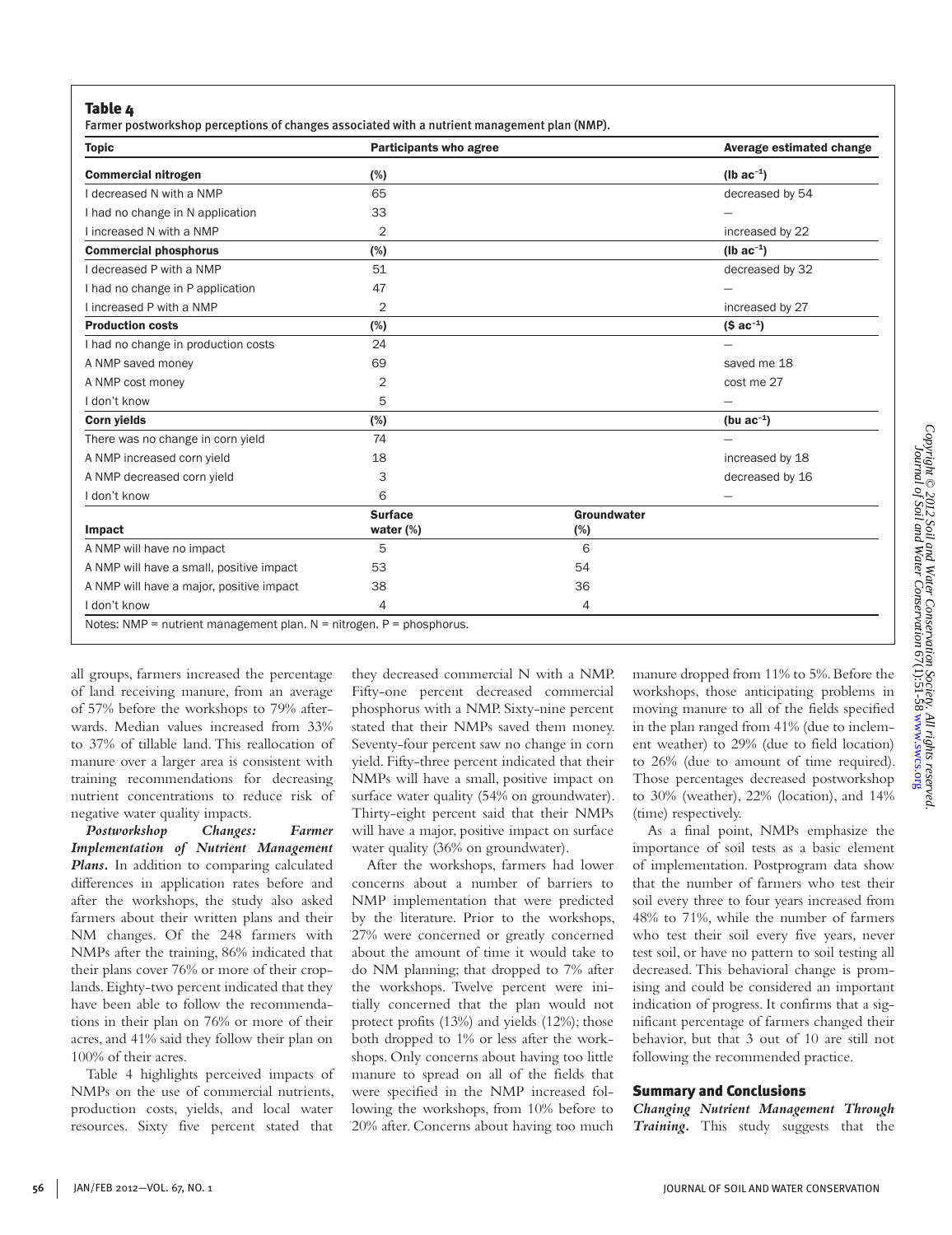**Table 4**
Farmer postworkshop perceptions of changes associated with a nutrient management plan (NMP).

| Topic | Participants who agree | | Average estimated change |
|---|---|---|---|
| **Commercial nitrogen** | **(%)** | | **(lb $ac^{-1}$)** |
| I decreased N with a NMP | 65 | | decreased by 54 |
| I had no change in N application | 33 | | — |
| I increased N with a NMP | 2 | | increased by 22 |
| **Commercial phosphorus** | **(%)** | | **(lb $ac^{-1}$)** |
| I decreased P with a NMP | 51 | | decreased by 32 |
| I had no change in P application | 47 | | — |
| I increased P with a NMP | 2 | | increased by 27 |
| **Production costs** | **(%)** | | **($ $ac^{-1}$)** |
| I had no change in production costs | 24 | | — |
| A NMP saved money | 69 | | saved me 18 |
| A NMP cost money | 2 | | cost me 27 |
| I don't know | 5 | | — |
| **Corn yields** | **(%)** | | **(bu $ac^{-1}$)** |
| There was no change in corn yield | 74 | | — |
| A NMP increased corn yield | 18 | | increased by 18 |
| A NMP decreased corn yield | 3 | | decreased by 16 |
| I don't know | 6 | | — |
| **Impact** | **Surface water (%)** | **Groundwater (%)** | |
| A NMP will have no impact | 5 | 6 | |
| A NMP will have a small, positive impact | 53 | 54 | |
| A NMP will have a major, positive impact | 38 | 36 | |
| I don't know | 4 | 4 | |

Notes: NMP = nutrient management plan. N = nitrogen. P = phosphorus.

all groups, farmers increased the percentage of land receiving manure, from an average of 57% before the workshops to 79% afterwards. Median values increased from 33% to 37% of tillable land. This reallocation of manure over a larger area is consistent with training recommendations for decreasing nutrient concentrations to reduce risk of negative water quality impacts.

***Postworkshop Changes: Farmer Implementation of Nutrient Management Plans.*** In addition to comparing calculated differences in application rates before and after the workshops, the study also asked farmers about their written plans and their NM changes. Of the 248 farmers with NMPs after the training, 86% indicated that their plans cover 76% or more of their croplands. Eighty-two percent indicated that they have been able to follow the recommendations in their plan on 76% or more of their acres, and 41% said they follow their plan on 100% of their acres.

Table 4 highlights perceived impacts of NMPs on the use of commercial nutrients, production costs, yields, and local water resources. Sixty five percent stated that they decreased commercial N with a NMP. Fifty-one percent decreased commercial phosphorus with a NMP. Sixty-nine percent stated that their NMPs saved them money. Seventy-four percent saw no change in corn yield. Fifty-three percent indicated that their NMPs will have a small, positive impact on surface water quality (54% on groundwater). Thirty-eight percent said that their NMPs will have a major, positive impact on surface water quality (36% on groundwater).

After the workshops, farmers had lower concerns about a number of barriers to NMP implementation that were predicted by the literature. Prior to the workshops, 27% were concerned or greatly concerned about the amount of time it would take to do NM planning; that dropped to 7% after the workshops. Twelve percent were initially concerned that the plan would not protect profits (13%) and yields (12%); those both dropped to 1% or less after the workshops. Only concerns about having too little manure to spread on all of the fields that were specified in the NMP increased following the workshops, from 10% before to 20% after. Concerns about having too much manure dropped from 11% to 5%. Before the workshops, those anticipating problems in moving manure to all of the fields specified in the plan ranged from 41% (due to inclement weather) to 29% (due to field location) to 26% (due to amount of time required). Those percentages decreased postworkshop to 30% (weather), 22% (location), and 14% (time) respectively.

As a final point, NMPs emphasize the importance of soil tests as a basic element of implementation. Postprogram data show that the number of farmers who test their soil every three to four years increased from 48% to 71%, while the number of farmers who test their soil every five years, never test soil, or have no pattern to soil testing all decreased. This behavioral change is promising and could be considered an important indication of progress. It confirms that a significant percentage of farmers changed their behavior, but that 3 out of 10 are still not following the recommended practice.

## Summary and Conclusions

***Changing Nutrient Management Through Training.*** This study suggests that the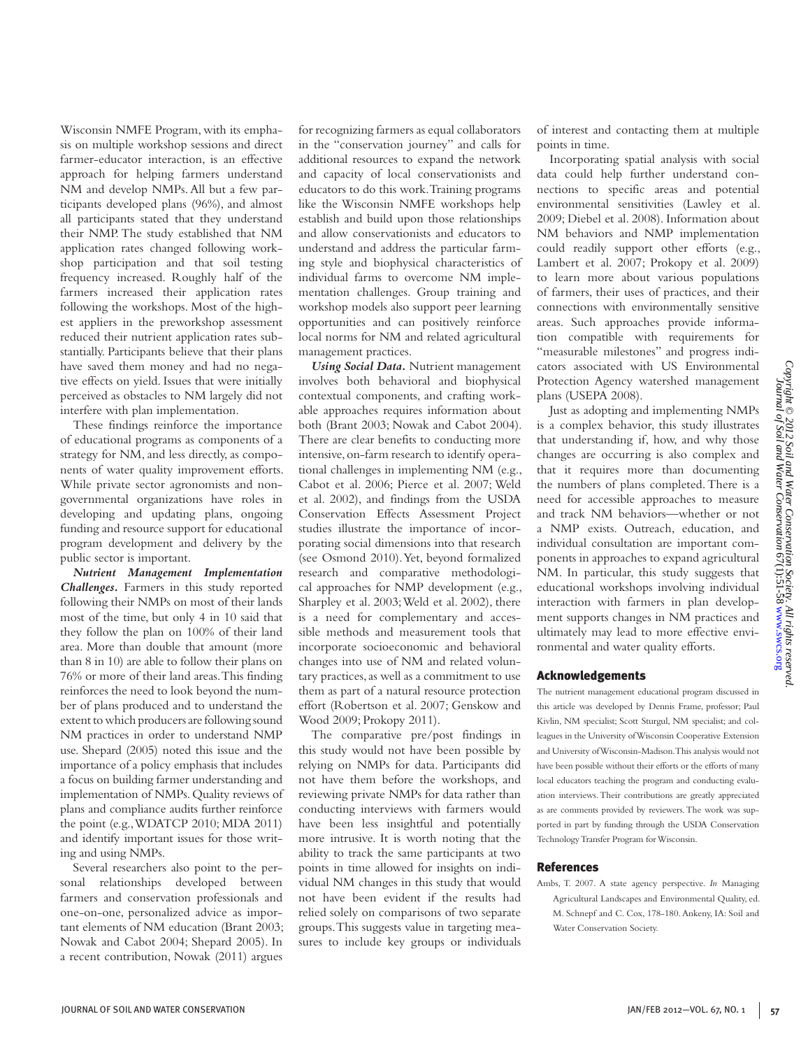Wisconsin NMFE Program, with its emphasis on multiple workshop sessions and direct farmer-educator interaction, is an effective approach for helping farmers understand NM and develop NMPs. All but a few participants developed plans (96%), and almost all participants stated that they understand their NMP. The study established that NM application rates changed following workshop participation and that soil testing frequency increased. Roughly half of the farmers increased their application rates following the workshops. Most of the highest appliers in the preworkshop assessment reduced their nutrient application rates substantially. Participants believe that their plans have saved them money and had no negative effects on yield. Issues that were initially perceived as obstacles to NM largely did not interfere with plan implementation.

These findings reinforce the importance of educational programs as components of a strategy for NM, and less directly, as components of water quality improvement efforts. While private sector agronomists and nongovernmental organizations have roles in developing and updating plans, ongoing funding and resource support for educational program development and delivery by the public sector is important.

***Nutrient Management Implementation Challenges.*** Farmers in this study reported following their NMPs on most of their lands most of the time, but only 4 in 10 said that they follow the plan on 100% of their land area. More than double that amount (more than 8 in 10) are able to follow their plans on 76% or more of their land areas. This finding reinforces the need to look beyond the number of plans produced and to understand the extent to which producers are following sound NM practices in order to understand NMP use. Shepard (2005) noted this issue and the importance of a policy emphasis that includes a focus on building farmer understanding and implementation of NMPs. Quality reviews of plans and compliance audits further reinforce the point (e.g., WDATCP 2010; MDA 2011) and identify important issues for those writing and using NMPs.

Several researchers also point to the personal relationships developed between farmers and conservation professionals and one-on-one, personalized advice as important elements of NM education (Brant 2003; Nowak and Cabot 2004; Shepard 2005). In a recent contribution, Nowak (2011) argues for recognizing farmers as equal collaborators in the "conservation journey" and calls for additional resources to expand the network and capacity of local conservationists and educators to do this work. Training programs like the Wisconsin NMFE workshops help establish and build upon those relationships and allow conservationists and educators to understand and address the particular farming style and biophysical characteristics of individual farms to overcome NM implementation challenges. Group training and workshop models also support peer learning opportunities and can positively reinforce local norms for NM and related agricultural management practices.

***Using Social Data.*** Nutrient management involves both behavioral and biophysical contextual components, and crafting workable approaches requires information about both (Brant 2003; Nowak and Cabot 2004). There are clear benefits to conducting more intensive, on-farm research to identify operational challenges in implementing NM (e.g., Cabot et al. 2006; Pierce et al. 2007; Weld et al. 2002), and findings from the USDA Conservation Effects Assessment Project studies illustrate the importance of incorporating social dimensions into that research (see Osmond 2010). Yet, beyond formalized research and comparative methodological approaches for NMP development (e.g., Sharpley et al. 2003; Weld et al. 2002), there is a need for complementary and accessible methods and measurement tools that incorporate socioeconomic and behavioral changes into use of NM and related voluntary practices, as well as a commitment to use them as part of a natural resource protection effort (Robertson et al. 2007; Genskow and Wood 2009; Prokopy 2011).

The comparative pre/post findings in this study would not have been possible by relying on NMPs for data. Participants did not have them before the workshops, and reviewing private NMPs for data rather than conducting interviews with farmers would have been less insightful and potentially more intrusive. It is worth noting that the ability to track the same participants at two points in time allowed for insights on individual NM changes in this study that would not have been evident if the results had relied solely on comparisons of two separate groups. This suggests value in targeting measures to include key groups or individuals of interest and contacting them at multiple points in time.

Incorporating spatial analysis with social data could help further understand connections to specific areas and potential environmental sensitivities (Lawley et al. 2009; Diebel et al. 2008). Information about NM behaviors and NMP implementation could readily support other efforts (e.g., Lambert et al. 2007; Prokopy et al. 2009) to learn more about various populations of farmers, their uses of practices, and their connections with environmentally sensitive areas. Such approaches provide information compatible with requirements for "measurable milestones" and progress indicators associated with US Environmental Protection Agency watershed management plans (USEPA 2008).

Just as adopting and implementing NMPs is a complex behavior, this study illustrates that understanding if, how, and why those changes are occurring is also complex and that it requires more than documenting the numbers of plans completed. There is a need for accessible approaches to measure and track NM behaviors—whether or not a NMP exists. Outreach, education, and individual consultation are important components in approaches to expand agricultural NM. In particular, this study suggests that educational workshops involving individual interaction with farmers in plan development supports changes in NM practices and ultimately may lead to more effective environmental and water quality efforts.

## Acknowledgements

The nutrient management educational program discussed in this article was developed by Dennis Frame, professor; Paul Kivlin, NM specialist; Scott Sturgul, NM specialist; and colleagues in the University of Wisconsin Cooperative Extension and University of Wisconsin-Madison. This analysis would not have been possible without their efforts or the efforts of many local educators teaching the program and conducting evaluation interviews. Their contributions are greatly appreciated as are comments provided by reviewers. The work was supported in part by funding through the USDA Conservation Technology Transfer Program for Wisconsin.

## References

Ambs, T. 2007. A state agency perspective. *In* Managing Agricultural Landscapes and Environmental Quality, ed. M. Schnepf and C. Cox, 178-180. Ankeny, IA: Soil and Water Conservation Society.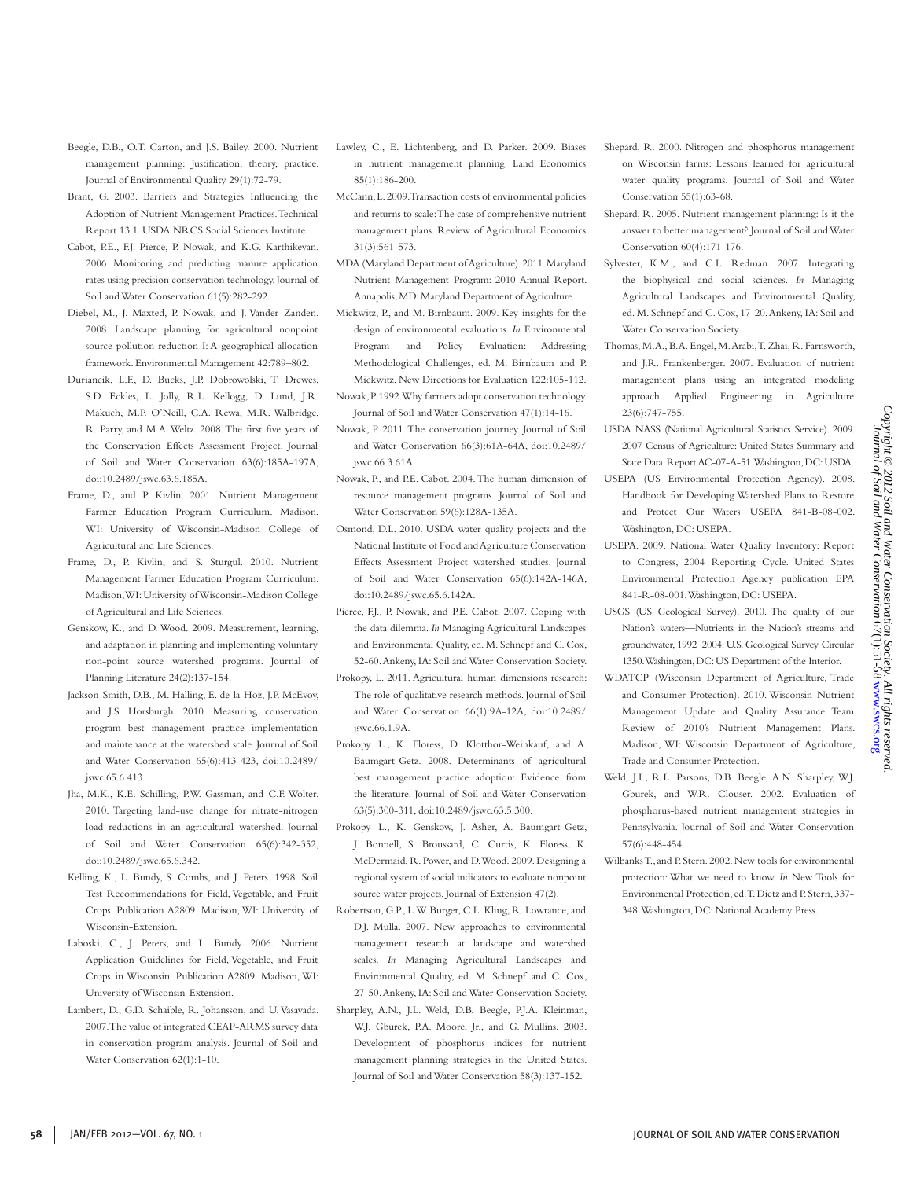Beegle, D.B., O.T. Carton, and J.S. Bailey. 2000. Nutrient management planning: Justification, theory, practice. Journal of Environmental Quality 29(1):72-79.

Brant, G. 2003. Barriers and Strategies Influencing the Adoption of Nutrient Management Practices. Technical Report 13.1. USDA NRCS Social Sciences Institute.

Cabot, P.E., F.J. Pierce, P. Nowak, and K.G. Karthikeyan. 2006. Monitoring and predicting manure application rates using precision conservation technology. Journal of Soil and Water Conservation 61(5):282-292.

Diebel, M., J. Maxted, P. Nowak, and J. Vander Zanden. 2008. Landscape planning for agricultural nonpoint source pollution reduction I: A geographical allocation framework. Environmental Management 42:789–802.

Duriancik, L.F., D. Bucks, J.P. Dobrowolski, T. Drewes, S.D. Eckles, L. Jolly, R.L. Kellogg, D. Lund, J.R. Makuch, M.P. O'Neill, C.A. Rewa, M.R. Walbridge, R. Parry, and M.A. Weltz. 2008. The first five years of the Conservation Effects Assessment Project. Journal of Soil and Water Conservation 63(6):185A-197A, doi:10.2489/jswc.63.6.185A.

Frame, D., and P. Kivlin. 2001. Nutrient Management Farmer Education Program Curriculum. Madison, WI: University of Wisconsin-Madison College of Agricultural and Life Sciences.

Frame, D., P. Kivlin, and S. Sturgul. 2010. Nutrient Management Farmer Education Program Curriculum. Madison, WI: University of Wisconsin-Madison College of Agricultural and Life Sciences.

Genskow, K., and D. Wood. 2009. Measurement, learning, and adaptation in planning and implementing voluntary non-point source watershed programs. Journal of Planning Literature 24(2):137-154.

Jackson-Smith, D.B., M. Halling, E. de la Hoz, J.P. McEvoy, and J.S. Horsburgh. 2010. Measuring conservation program best management practice implementation and maintenance at the watershed scale. Journal of Soil and Water Conservation 65(6):413-423, doi:10.2489/jswc.65.6.413.

Jha, M.K., K.E. Schilling, P.W. Gassman, and C.F. Wolter. 2010. Targeting land-use change for nitrate-nitrogen load reductions in an agricultural watershed. Journal of Soil and Water Conservation 65(6):342-352, doi:10.2489/jswc.65.6.342.

Kelling, K., L. Bundy, S. Combs, and J. Peters. 1998. Soil Test Recommendations for Field, Vegetable, and Fruit Crops. Publication A2809. Madison, WI: University of Wisconsin-Extension.

Laboski, C., J. Peters, and L. Bundy. 2006. Nutrient Application Guidelines for Field, Vegetable, and Fruit Crops in Wisconsin. Publication A2809. Madison, WI: University of Wisconsin-Extension.

Lambert, D., G.D. Schaible, R. Johansson, and U. Vasavada. 2007. The value of integrated CEAP-ARMS survey data in conservation program analysis. Journal of Soil and Water Conservation 62(1):1-10.

Lawley, C., E. Lichtenberg, and D. Parker. 2009. Biases in nutrient management planning. Land Economics 85(1):186-200.

McCann, L. 2009. Transaction costs of environmental policies and returns to scale: The case of comprehensive nutrient management plans. Review of Agricultural Economics 31(3):561-573.

MDA (Maryland Department of Agriculture). 2011. Maryland Nutrient Management Program: 2010 Annual Report. Annapolis, MD: Maryland Department of Agriculture.

Mickwitz, P., and M. Birnbaum. 2009. Key insights for the design of environmental evaluations. *In* Environmental Program and Policy Evaluation: Addressing Methodological Challenges, ed. M. Birnbaum and P. Mickwitz, New Directions for Evaluation 122:105-112.

Nowak, P. 1992. Why farmers adopt conservation technology. Journal of Soil and Water Conservation 47(1):14-16.

Nowak, P. 2011. The conservation journey. Journal of Soil and Water Conservation 66(3):61A-64A, doi:10.2489/jswc.66.3.61A.

Nowak, P., and P.E. Cabot. 2004. The human dimension of resource management programs. Journal of Soil and Water Conservation 59(6):128A-135A.

Osmond, D.L. 2010. USDA water quality projects and the National Institute of Food and Agriculture Conservation Effects Assessment Project watershed studies. Journal of Soil and Water Conservation 65(6):142A-146A, doi:10.2489/jswc.65.6.142A.

Pierce, F.J., P. Nowak, and P.E. Cabot. 2007. Coping with the data dilemma. *In* Managing Agricultural Landscapes and Environmental Quality, ed. M. Schnepf and C. Cox, 52-60. Ankeny, IA: Soil and Water Conservation Society.

Prokopy, L. 2011. Agricultural human dimensions research: The role of qualitative research methods. Journal of Soil and Water Conservation 66(1):9A-12A, doi:10.2489/jswc.66.1.9A.

Prokopy L., K. Floress, D. Klotthor-Weinkauf, and A. Baumgart-Getz. 2008. Determinants of agricultural best management practice adoption: Evidence from the literature. Journal of Soil and Water Conservation 63(5):300-311, doi:10.2489/jswc.63.5.300.

Prokopy L., K. Genskow, J. Asher, A. Baumgart-Getz, J. Bonnell, S. Broussard, C. Curtis, K. Floress, K. McDermaid, R. Power, and D. Wood. 2009. Designing a regional system of social indicators to evaluate nonpoint source water projects. Journal of Extension 47(2).

Robertson, G.P., L.W. Burger, C.L. Kling, R. Lowrance, and D.J. Mulla. 2007. New approaches to environmental management research at landscape and watershed scales. *In* Managing Agricultural Landscapes and Environmental Quality, ed. M. Schnepf and C. Cox, 27-50. Ankeny, IA: Soil and Water Conservation Society.

Sharpley, A.N., J.L. Weld, D.B. Beegle, P.J.A. Kleinman, W.J. Gburek, P.A. Moore, Jr., and G. Mullins. 2003. Development of phosphorus indices for nutrient management planning strategies in the United States. Journal of Soil and Water Conservation 58(3):137-152.

Shepard, R. 2000. Nitrogen and phosphorus management on Wisconsin farms: Lessons learned for agricultural water quality programs. Journal of Soil and Water Conservation 55(1):63-68.

Shepard, R. 2005. Nutrient management planning: Is it the answer to better management? Journal of Soil and Water Conservation 60(4):171-176.

Sylvester, K.M., and C.L. Redman. 2007. Integrating the biophysical and social sciences. *In* Managing Agricultural Landscapes and Environmental Quality, ed. M. Schnepf and C. Cox, 17-20. Ankeny, IA: Soil and Water Conservation Society.

Thomas, M.A., B.A. Engel, M. Arabi, T. Zhai, R. Farnsworth, and J.R. Frankenberger. 2007. Evaluation of nutrient management plans using an integrated modeling approach. Applied Engineering in Agriculture 23(6):747-755.

USDA NASS (National Agricultural Statistics Service). 2009. 2007 Census of Agriculture: United States Summary and State Data. Report AC-07-A-51. Washington, DC: USDA.

USEPA (US Environmental Protection Agency). 2008. Handbook for Developing Watershed Plans to Restore and Protect Our Waters USEPA 841-B-08-002. Washington, DC: USEPA.

USEPA. 2009. National Water Quality Inventory: Report to Congress, 2004 Reporting Cycle. United States Environmental Protection Agency publication EPA 841-R-08-001. Washington, DC: USEPA.

USGS (US Geological Survey). 2010. The quality of our Nation's waters—Nutrients in the Nation's streams and groundwater, 1992–2004: U.S. Geological Survey Circular 1350. Washington, DC: US Department of the Interior.

WDATCP (Wisconsin Department of Agriculture, Trade and Consumer Protection). 2010. Wisconsin Nutrient Management Update and Quality Assurance Team Review of 2010's Nutrient Management Plans. Madison, WI: Wisconsin Department of Agriculture, Trade and Consumer Protection.

Weld, J.I., R.L. Parsons, D.B. Beegle, A.N. Sharpley, W.J. Gburek, and W.R. Clouser. 2002. Evaluation of phosphorus-based nutrient management strategies in Pennsylvania. Journal of Soil and Water Conservation 57(6):448-454.

Wilbanks T., and P. Stern. 2002. New tools for environmental protection: What we need to know. *In* New Tools for Environmental Protection, ed. T. Dietz and P. Stern, 337-348. Washington, DC: National Academy Press.